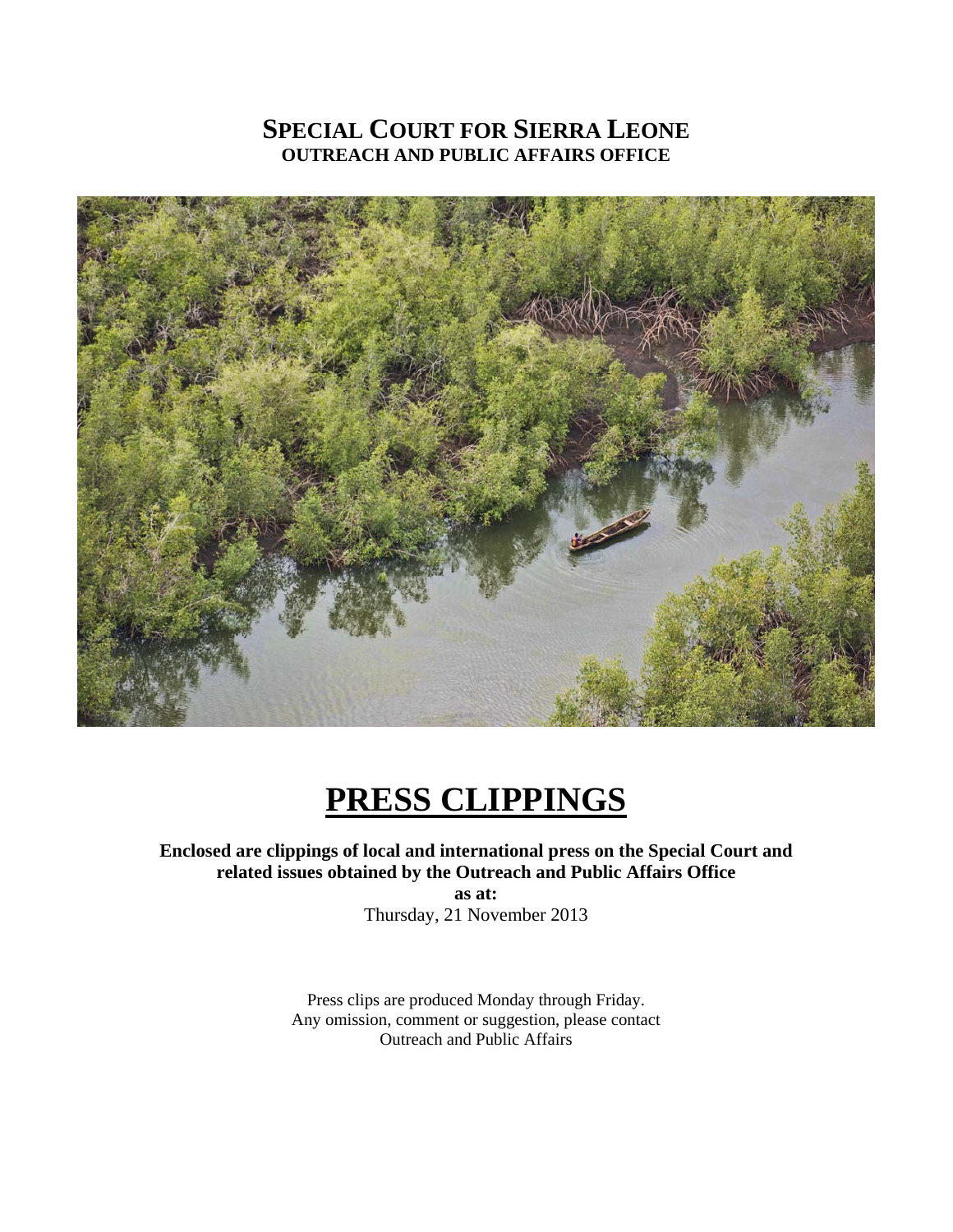# SPECIAL COURT FOR SIERRA LEONE
## OUTREACH AND PUBLIC AFFAIRS OFFICE

# PRESS CLIPPINGS

**Enclosed are clippings of local and international press on the Special Court and related issues obtained by the Outreach and Public Affairs Office**

**as at:**

Thursday, 21 November 2013

Press clips are produced Monday through Friday.
Any omission, comment or suggestion, please contact
Outreach and Public Affairs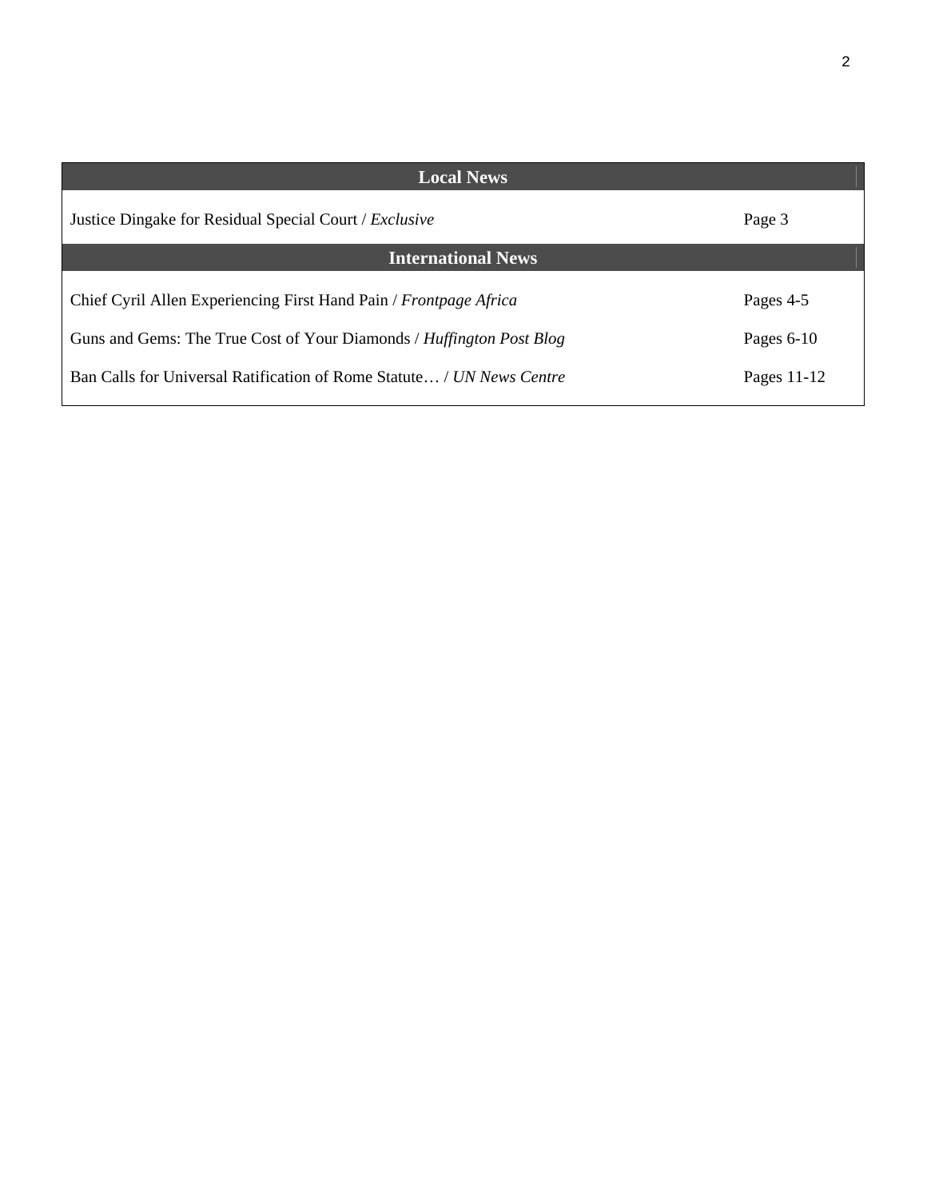| Local News | |
|---|---|
| Justice Dingake for Residual Special Court / *Exclusive* | Page 3 |
| **International News** | |
| Chief Cyril Allen Experiencing First Hand Pain / *Frontpage Africa* | Pages 4-5 |
| Guns and Gems: The True Cost of Your Diamonds / *Huffington Post Blog* | Pages 6-10 |
| Ban Calls for Universal Ratification of Rome Statute… / *UN News Centre* | Pages 11-12 |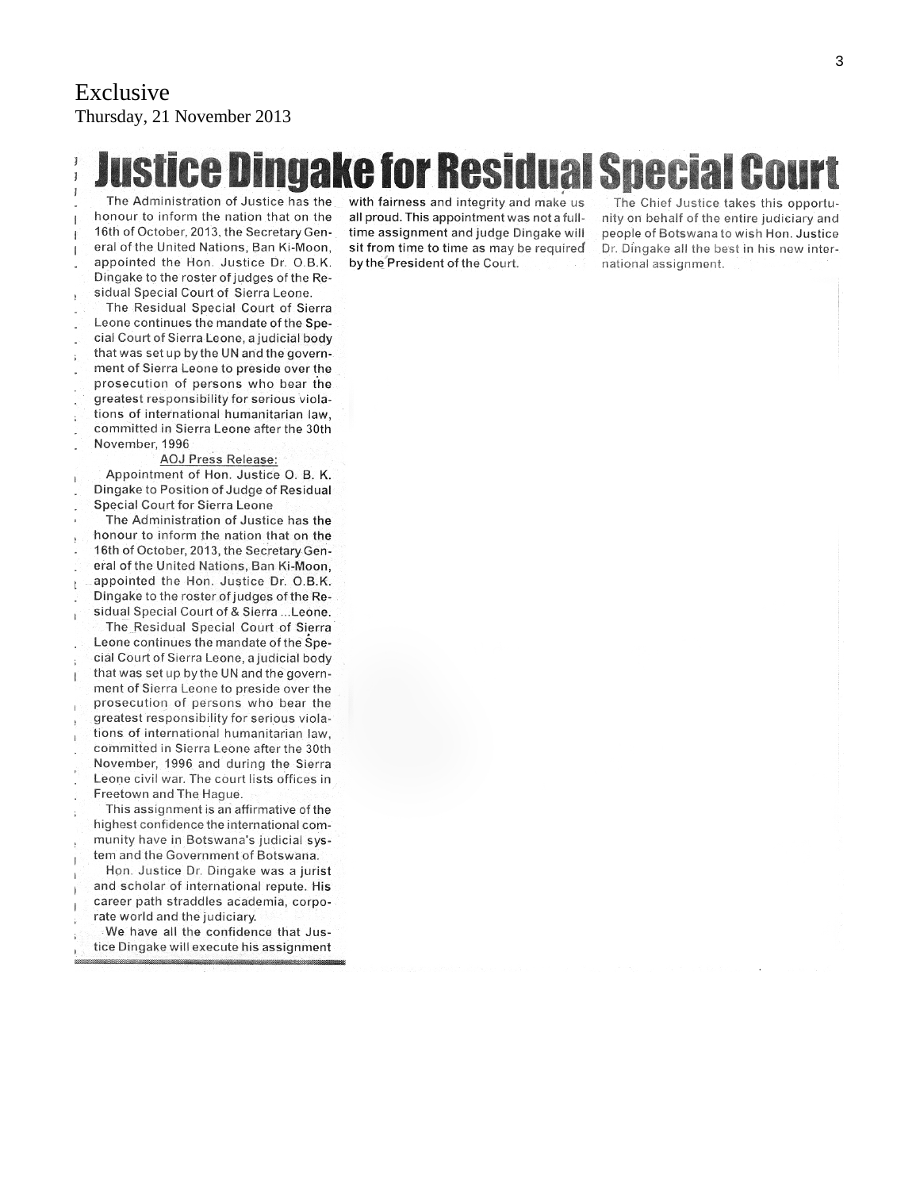Exclusive
Thursday, 21 November 2013

# Justice Dingake for Residual Special Court

The Administration of Justice has the honour to inform the nation that on the 16th of October, 2013, the Secretary General of the United Nations, Ban Ki-Moon, appointed the Hon. Justice Dr. O.B.K. Dingake to the roster of judges of the Residual Special Court of Sierra Leone.

The Residual Special Court of Sierra Leone continues the mandate of the Special Court of Sierra Leone, a judicial body that was set up by the UN and the government of Sierra Leone to preside over the prosecution of persons who bear the greatest responsibility for serious violations of international humanitarian law, committed in Sierra Leone after the 30th November, 1996

AOJ Press Release:

Appointment of Hon. Justice O. B. K. Dingake to Position of Judge of Residual Special Court for Sierra Leone

The Administration of Justice has the honour to inform the nation that on the 16th of October, 2013, the Secretary General of the United Nations, Ban Ki-Moon, appointed the Hon. Justice Dr. O.B.K. Dingake to the roster of judges of the Residual Special Court of & Sierra ...Leone.

The Residual Special Court of Sierra Leone continues the mandate of the Special Court of Sierra Leone, a judicial body that was set up by the UN and the government of Sierra Leone to preside over the prosecution of persons who bear the greatest responsibility for serious violations of international humanitarian law, committed in Sierra Leone after the 30th November, 1996 and during the Sierra Leone civil war. The court lists offices in Freetown and The Hague.

This assignment is an affirmative of the highest confidence the international community have in Botswana's judicial system and the Government of Botswana.

Hon. Justice Dr. Dingake was a jurist and scholar of international repute. His career path straddles academia, corporate world and the judiciary.

We have all the confidence that Justice Dingake will execute his assignment with fairness and integrity and make us all proud. This appointment was not a full-time assignment and judge Dingake will sit from time to time as may be required by the President of the Court.

The Chief Justice takes this opportunity on behalf of the entire judiciary and people of Botswana to wish Hon. Justice Dr. Dingake all the best in his new international assignment.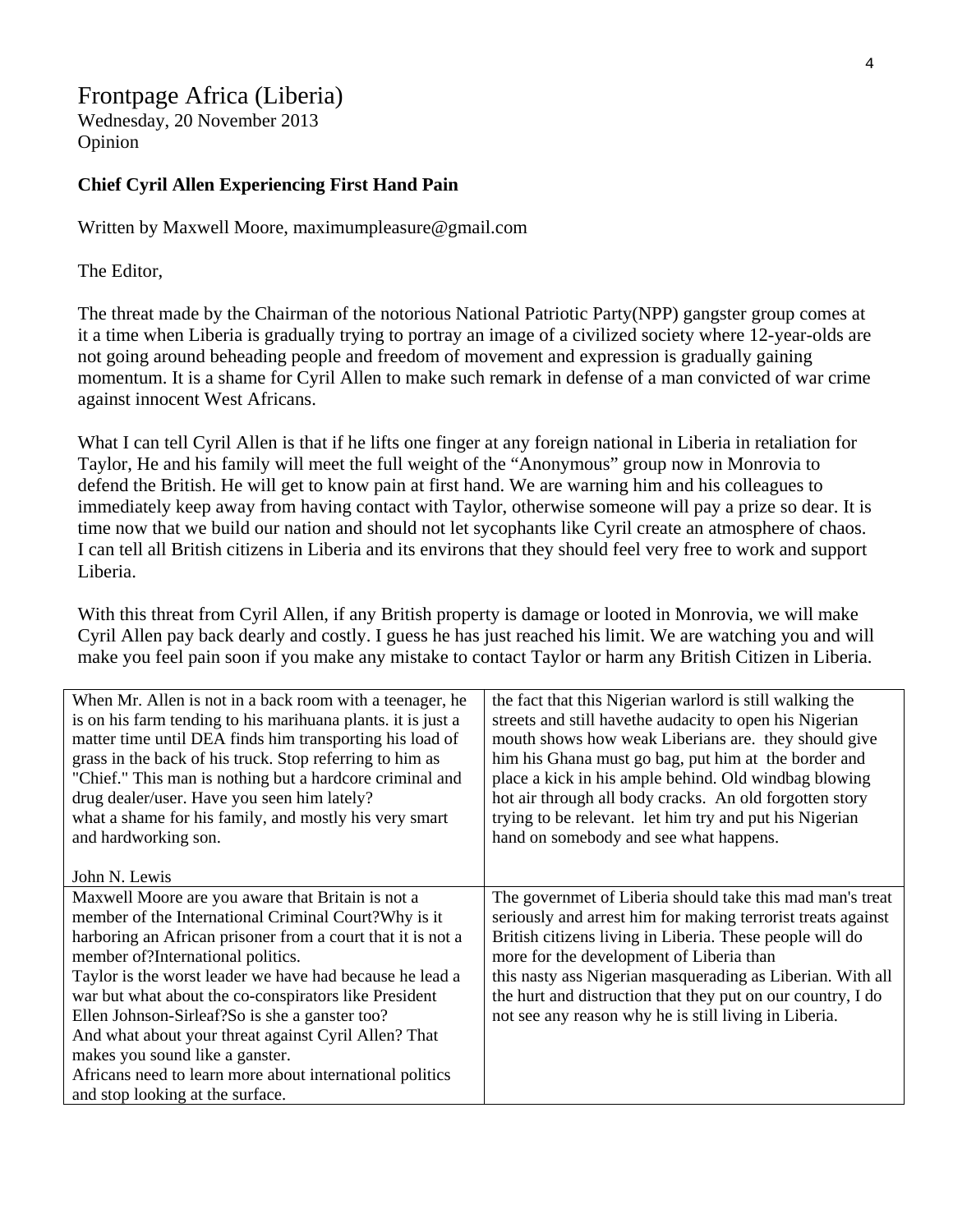# Frontpage Africa (Liberia)

Wednesday, 20 November 2013
Opinion

**Chief Cyril Allen Experiencing First Hand Pain**

Written by Maxwell Moore, maximumpleasure@gmail.com

The Editor,

The threat made by the Chairman of the notorious National Patriotic Party(NPP) gangster group comes at it a time when Liberia is gradually trying to portray an image of a civilized society where 12-year-olds are not going around beheading people and freedom of movement and expression is gradually gaining momentum. It is a shame for Cyril Allen to make such remark in defense of a man convicted of war crime against innocent West Africans.

What I can tell Cyril Allen is that if he lifts one finger at any foreign national in Liberia in retaliation for Taylor, He and his family will meet the full weight of the "Anonymous" group now in Monrovia to defend the British. He will get to know pain at first hand. We are warning him and his colleagues to immediately keep away from having contact with Taylor, otherwise someone will pay a prize so dear. It is time now that we build our nation and should not let sycophants like Cyril create an atmosphere of chaos. I can tell all British citizens in Liberia and its environs that they should feel very free to work and support Liberia.

With this threat from Cyril Allen, if any British property is damage or looted in Monrovia, we will make Cyril Allen pay back dearly and costly. I guess he has just reached his limit. We are watching you and will make you feel pain soon if you make any mistake to contact Taylor or harm any British Citizen in Liberia.

| | |
|---|---|
| When Mr. Allen is not in a back room with a teenager, he is on his farm tending to his marihuana plants. it is just a matter time until DEA finds him transporting his load of grass in the back of his truck. Stop referring to him as "Chief." This man is nothing but a hardcore criminal and drug dealer/user. Have you seen him lately? what a shame for his family, and mostly his very smart and hardworking son.<br><br>John N. Lewis | the fact that this Nigerian warlord is still walking the streets and still havethe audacity to open his Nigerian mouth shows how weak Liberians are. they should give him his Ghana must go bag, put him at the border and place a kick in his ample behind. Old windbag blowing hot air through all body cracks. An old forgotten story trying to be relevant. let him try and put his Nigerian hand on somebody and see what happens. |
| Maxwell Moore are you aware that Britain is not a member of the International Criminal Court?Why is it harboring an African prisoner from a court that it is not a member of?International politics.<br>Taylor is the worst leader we have had because he lead a war but what about the co-conspirators like President Ellen Johnson-Sirleaf?So is she a ganster too?<br>And what about your threat against Cyril Allen? That makes you sound like a ganster.<br>Africans need to learn more about international politics and stop looking at the surface. | The governmet of Liberia should take this mad man's treat seriously and arrest him for making terrorist treats against British citizens living in Liberia. These people will do more for the development of Liberia than this nasty ass Nigerian masquerading as Liberian. With all the hurt and distruction that they put on our country, I do not see any reason why he is still living in Liberia. |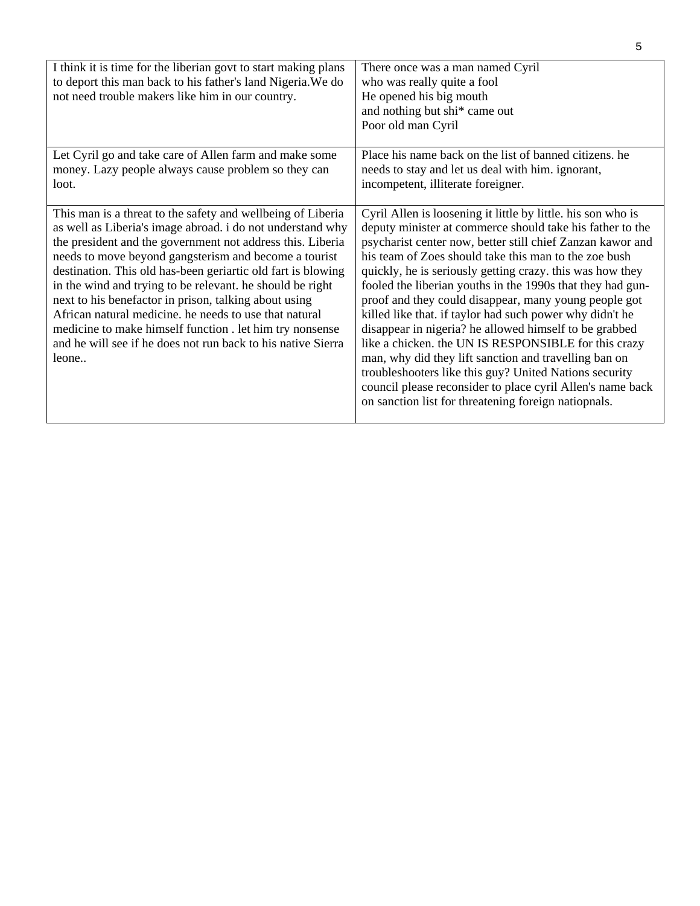| | |
|---|---|
| I think it is time for the liberian govt to start making plans to deport this man back to his father's land Nigeria.We do not need trouble makers like him in our country. | There once was a man named Cyril<br>who was really quite a fool<br>He opened his big mouth<br>and nothing but shi* came out<br>Poor old man Cyril |
| Let Cyril go and take care of Allen farm and make some money. Lazy people always cause problem so they can loot. | Place his name back on the list of banned citizens. he needs to stay and let us deal with him. ignorant, incompetent, illiterate foreigner. |
| This man is a threat to the safety and wellbeing of Liberia as well as Liberia's image abroad. i do not understand why the president and the government not address this. Liberia needs to move beyond gangsterism and become a tourist destination. This old has-been geriartic old fart is blowing in the wind and trying to be relevant. he should be right next to his benefactor in prison, talking about using African natural medicine. he needs to use that natural medicine to make himself function . let him try nonsense and he will see if he does not run back to his native Sierra leone.. | Cyril Allen is loosening it little by little. his son who is deputy minister at commerce should take his father to the psycharist center now, better still chief Zanzan kawor and his team of Zoes should take this man to the zoe bush quickly, he is seriously getting crazy. this was how they fooled the liberian youths in the 1990s that they had gun-proof and they could disappear, many young people got killed like that. if taylor had such power why didn't he disappear in nigeria? he allowed himself to be grabbed like a chicken. the UN IS RESPONSIBLE for this crazy man, why did they lift sanction and travelling ban on troubleshooters like this guy? United Nations security council please reconsider to place cyril Allen's name back on sanction list for threatening foreign natiopnals. |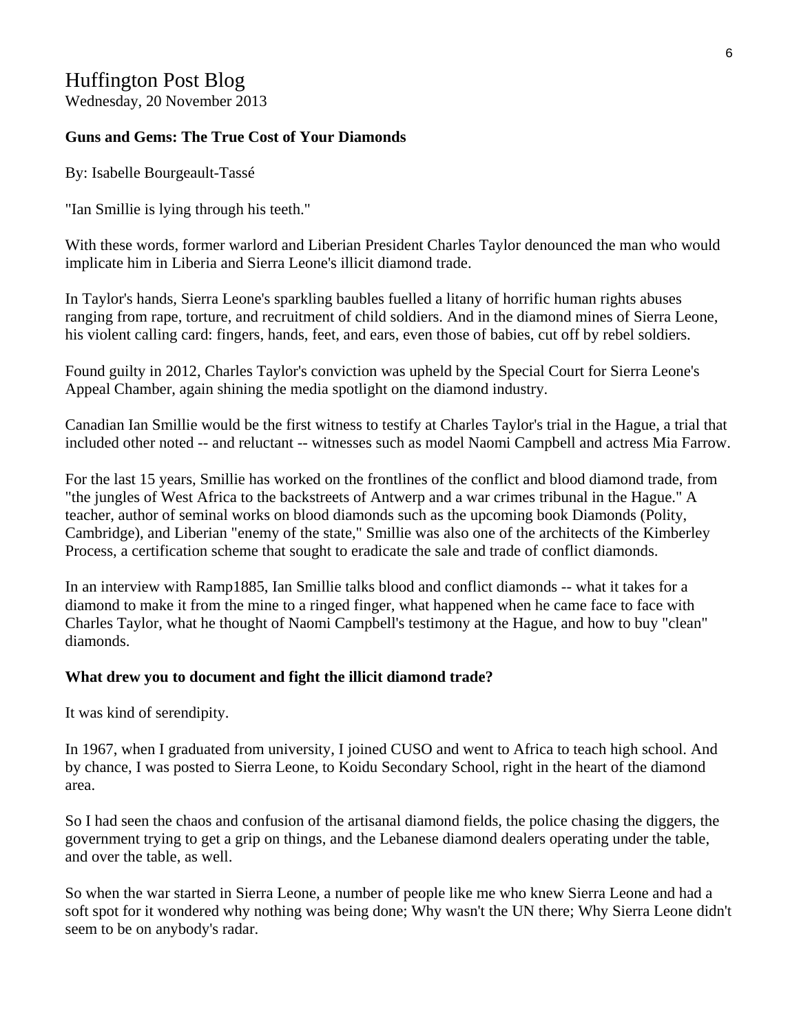# Huffington Post Blog

Wednesday, 20 November 2013

**Guns and Gems: The True Cost of Your Diamonds**

By: Isabelle Bourgeault-Tassé

"Ian Smillie is lying through his teeth."

With these words, former warlord and Liberian President Charles Taylor denounced the man who would implicate him in Liberia and Sierra Leone's illicit diamond trade.

In Taylor's hands, Sierra Leone's sparkling baubles fuelled a litany of horrific human rights abuses ranging from rape, torture, and recruitment of child soldiers. And in the diamond mines of Sierra Leone, his violent calling card: fingers, hands, feet, and ears, even those of babies, cut off by rebel soldiers.

Found guilty in 2012, Charles Taylor's conviction was upheld by the Special Court for Sierra Leone's Appeal Chamber, again shining the media spotlight on the diamond industry.

Canadian Ian Smillie would be the first witness to testify at Charles Taylor's trial in the Hague, a trial that included other noted -- and reluctant -- witnesses such as model Naomi Campbell and actress Mia Farrow.

For the last 15 years, Smillie has worked on the frontlines of the conflict and blood diamond trade, from "the jungles of West Africa to the backstreets of Antwerp and a war crimes tribunal in the Hague." A teacher, author of seminal works on blood diamonds such as the upcoming book Diamonds (Polity, Cambridge), and Liberian "enemy of the state," Smillie was also one of the architects of the Kimberley Process, a certification scheme that sought to eradicate the sale and trade of conflict diamonds.

In an interview with Ramp1885, Ian Smillie talks blood and conflict diamonds -- what it takes for a diamond to make it from the mine to a ringed finger, what happened when he came face to face with Charles Taylor, what he thought of Naomi Campbell's testimony at the Hague, and how to buy "clean" diamonds.

**What drew you to document and fight the illicit diamond trade?**

It was kind of serendipity.

In 1967, when I graduated from university, I joined CUSO and went to Africa to teach high school. And by chance, I was posted to Sierra Leone, to Koidu Secondary School, right in the heart of the diamond area.

So I had seen the chaos and confusion of the artisanal diamond fields, the police chasing the diggers, the government trying to get a grip on things, and the Lebanese diamond dealers operating under the table, and over the table, as well.

So when the war started in Sierra Leone, a number of people like me who knew Sierra Leone and had a soft spot for it wondered why nothing was being done; Why wasn't the UN there; Why Sierra Leone didn't seem to be on anybody's radar.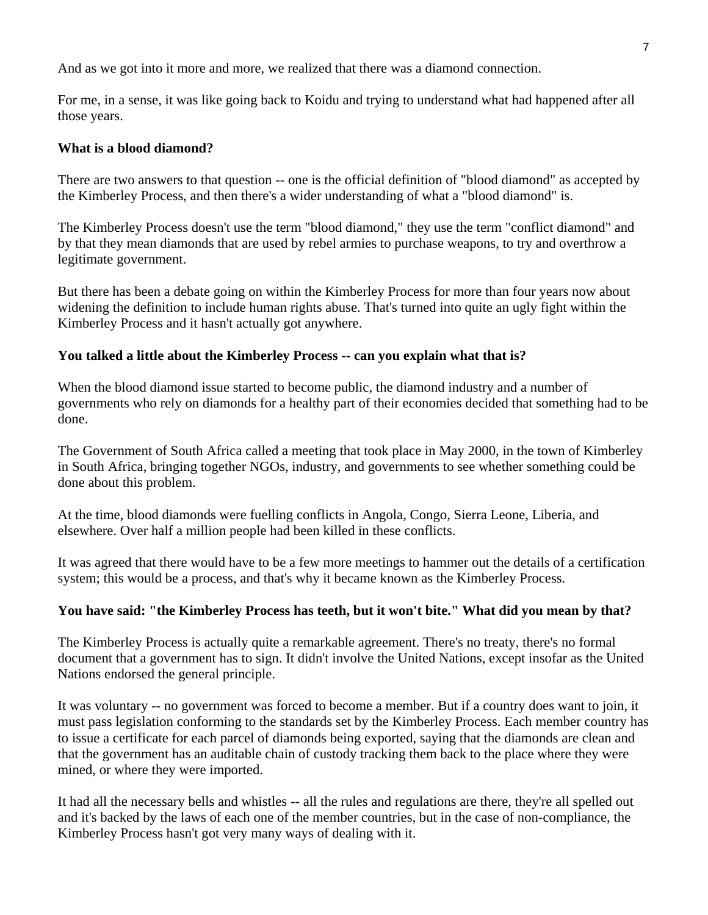And as we got into it more and more, we realized that there was a diamond connection.

For me, in a sense, it was like going back to Koidu and trying to understand what had happened after all those years.

**What is a blood diamond?**

There are two answers to that question -- one is the official definition of "blood diamond" as accepted by the Kimberley Process, and then there's a wider understanding of what a "blood diamond" is.

The Kimberley Process doesn't use the term "blood diamond," they use the term "conflict diamond" and by that they mean diamonds that are used by rebel armies to purchase weapons, to try and overthrow a legitimate government.

But there has been a debate going on within the Kimberley Process for more than four years now about widening the definition to include human rights abuse. That's turned into quite an ugly fight within the Kimberley Process and it hasn't actually got anywhere.

**You talked a little about the Kimberley Process -- can you explain what that is?**

When the blood diamond issue started to become public, the diamond industry and a number of governments who rely on diamonds for a healthy part of their economies decided that something had to be done.

The Government of South Africa called a meeting that took place in May 2000, in the town of Kimberley in South Africa, bringing together NGOs, industry, and governments to see whether something could be done about this problem.

At the time, blood diamonds were fuelling conflicts in Angola, Congo, Sierra Leone, Liberia, and elsewhere. Over half a million people had been killed in these conflicts.

It was agreed that there would have to be a few more meetings to hammer out the details of a certification system; this would be a process, and that's why it became known as the Kimberley Process.

**You have said: "the Kimberley Process has teeth, but it won't bite." What did you mean by that?**

The Kimberley Process is actually quite a remarkable agreement. There's no treaty, there's no formal document that a government has to sign. It didn't involve the United Nations, except insofar as the United Nations endorsed the general principle.

It was voluntary -- no government was forced to become a member. But if a country does want to join, it must pass legislation conforming to the standards set by the Kimberley Process. Each member country has to issue a certificate for each parcel of diamonds being exported, saying that the diamonds are clean and that the government has an auditable chain of custody tracking them back to the place where they were mined, or where they were imported.

It had all the necessary bells and whistles -- all the rules and regulations are there, they're all spelled out and it's backed by the laws of each one of the member countries, but in the case of non-compliance, the Kimberley Process hasn't got very many ways of dealing with it.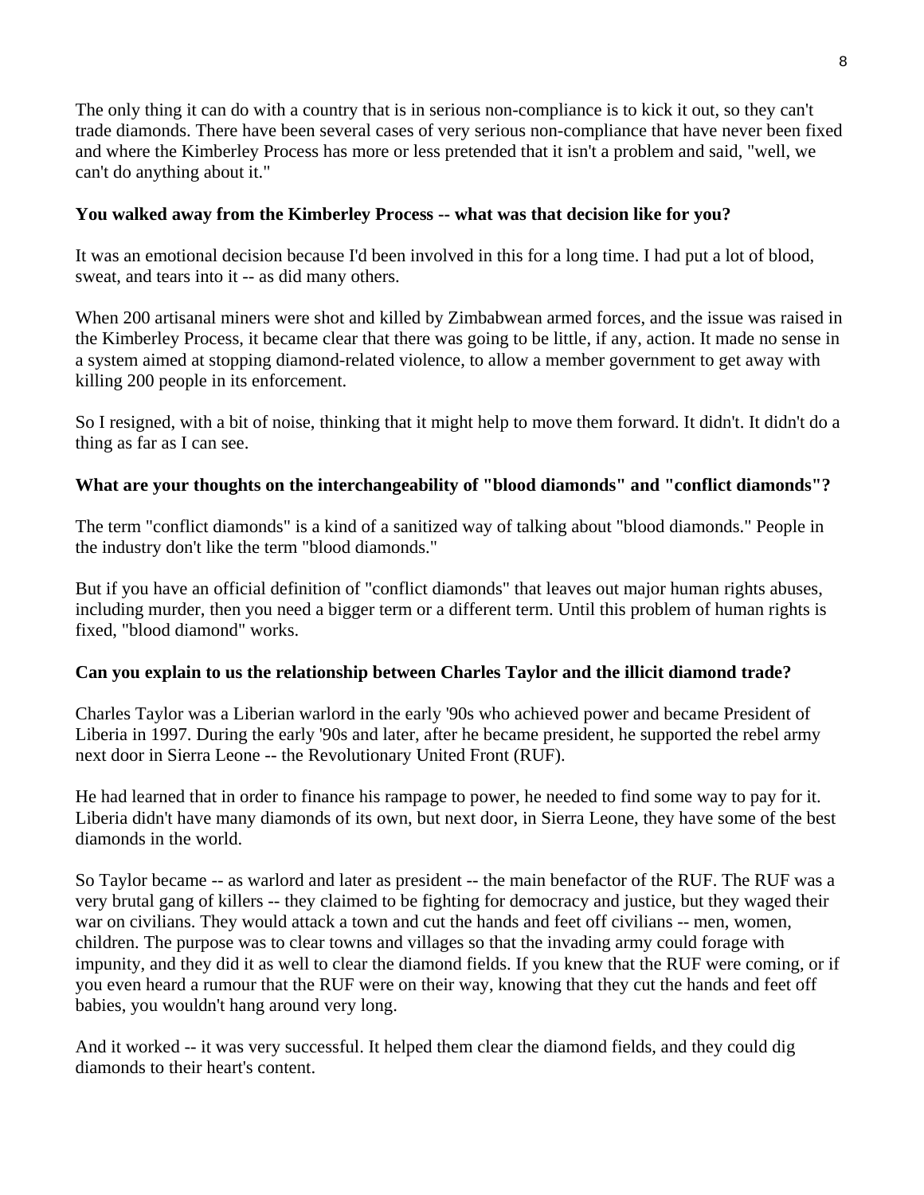The only thing it can do with a country that is in serious non-compliance is to kick it out, so they can't trade diamonds. There have been several cases of very serious non-compliance that have never been fixed and where the Kimberley Process has more or less pretended that it isn't a problem and said, "well, we can't do anything about it."

**You walked away from the Kimberley Process -- what was that decision like for you?**

It was an emotional decision because I'd been involved in this for a long time. I had put a lot of blood, sweat, and tears into it -- as did many others.

When 200 artisanal miners were shot and killed by Zimbabwean armed forces, and the issue was raised in the Kimberley Process, it became clear that there was going to be little, if any, action. It made no sense in a system aimed at stopping diamond-related violence, to allow a member government to get away with killing 200 people in its enforcement.

So I resigned, with a bit of noise, thinking that it might help to move them forward. It didn't. It didn't do a thing as far as I can see.

**What are your thoughts on the interchangeability of "blood diamonds" and "conflict diamonds"?**

The term "conflict diamonds" is a kind of a sanitized way of talking about "blood diamonds." People in the industry don't like the term "blood diamonds."

But if you have an official definition of "conflict diamonds" that leaves out major human rights abuses, including murder, then you need a bigger term or a different term. Until this problem of human rights is fixed, "blood diamond" works.

**Can you explain to us the relationship between Charles Taylor and the illicit diamond trade?**

Charles Taylor was a Liberian warlord in the early '90s who achieved power and became President of Liberia in 1997. During the early '90s and later, after he became president, he supported the rebel army next door in Sierra Leone -- the Revolutionary United Front (RUF).

He had learned that in order to finance his rampage to power, he needed to find some way to pay for it. Liberia didn't have many diamonds of its own, but next door, in Sierra Leone, they have some of the best diamonds in the world.

So Taylor became -- as warlord and later as president -- the main benefactor of the RUF. The RUF was a very brutal gang of killers -- they claimed to be fighting for democracy and justice, but they waged their war on civilians. They would attack a town and cut the hands and feet off civilians -- men, women, children. The purpose was to clear towns and villages so that the invading army could forage with impunity, and they did it as well to clear the diamond fields. If you knew that the RUF were coming, or if you even heard a rumour that the RUF were on their way, knowing that they cut the hands and feet off babies, you wouldn't hang around very long.

And it worked -- it was very successful. It helped them clear the diamond fields, and they could dig diamonds to their heart's content.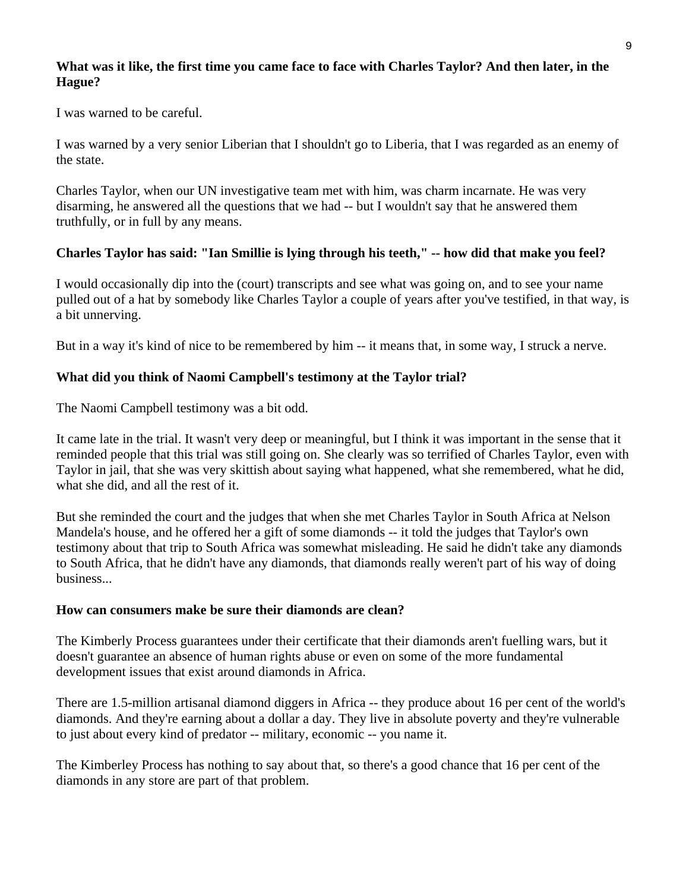**What was it like, the first time you came face to face with Charles Taylor? And then later, in the Hague?**

I was warned to be careful.

I was warned by a very senior Liberian that I shouldn't go to Liberia, that I was regarded as an enemy of the state.

Charles Taylor, when our UN investigative team met with him, was charm incarnate. He was very disarming, he answered all the questions that we had -- but I wouldn't say that he answered them truthfully, or in full by any means.

**Charles Taylor has said: "Ian Smillie is lying through his teeth," -- how did that make you feel?**

I would occasionally dip into the (court) transcripts and see what was going on, and to see your name pulled out of a hat by somebody like Charles Taylor a couple of years after you've testified, in that way, is a bit unnerving.

But in a way it's kind of nice to be remembered by him -- it means that, in some way, I struck a nerve.

**What did you think of Naomi Campbell's testimony at the Taylor trial?**

The Naomi Campbell testimony was a bit odd.

It came late in the trial. It wasn't very deep or meaningful, but I think it was important in the sense that it reminded people that this trial was still going on. She clearly was so terrified of Charles Taylor, even with Taylor in jail, that she was very skittish about saying what happened, what she remembered, what he did, what she did, and all the rest of it.

But she reminded the court and the judges that when she met Charles Taylor in South Africa at Nelson Mandela's house, and he offered her a gift of some diamonds -- it told the judges that Taylor's own testimony about that trip to South Africa was somewhat misleading. He said he didn't take any diamonds to South Africa, that he didn't have any diamonds, that diamonds really weren't part of his way of doing business...

**How can consumers make be sure their diamonds are clean?**

The Kimberly Process guarantees under their certificate that their diamonds aren't fuelling wars, but it doesn't guarantee an absence of human rights abuse or even on some of the more fundamental development issues that exist around diamonds in Africa.

There are 1.5-million artisanal diamond diggers in Africa -- they produce about 16 per cent of the world's diamonds. And they're earning about a dollar a day. They live in absolute poverty and they're vulnerable to just about every kind of predator -- military, economic -- you name it.

The Kimberley Process has nothing to say about that, so there's a good chance that 16 per cent of the diamonds in any store are part of that problem.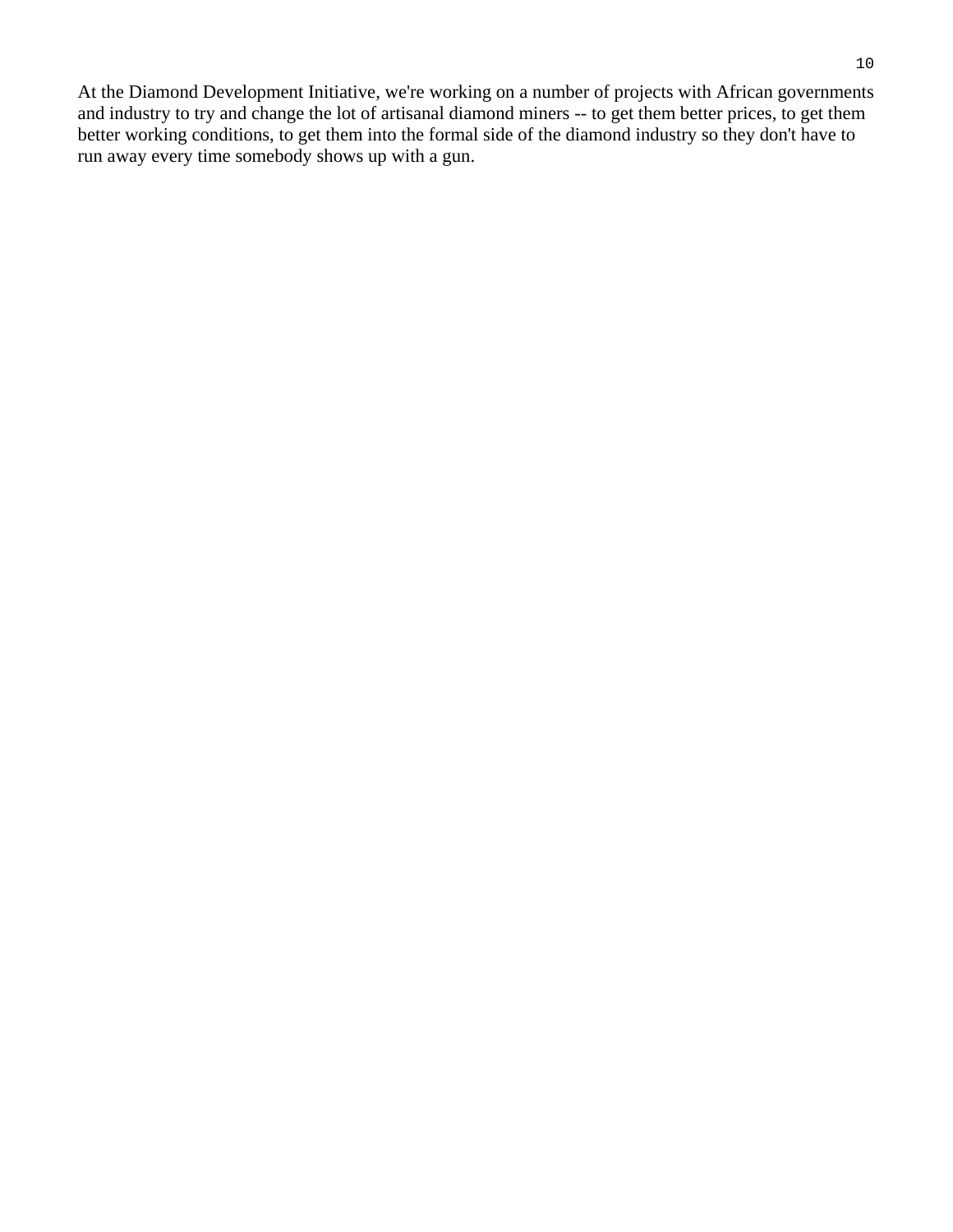At the Diamond Development Initiative, we're working on a number of projects with African governments and industry to try and change the lot of artisanal diamond miners -- to get them better prices, to get them better working conditions, to get them into the formal side of the diamond industry so they don't have to run away every time somebody shows up with a gun.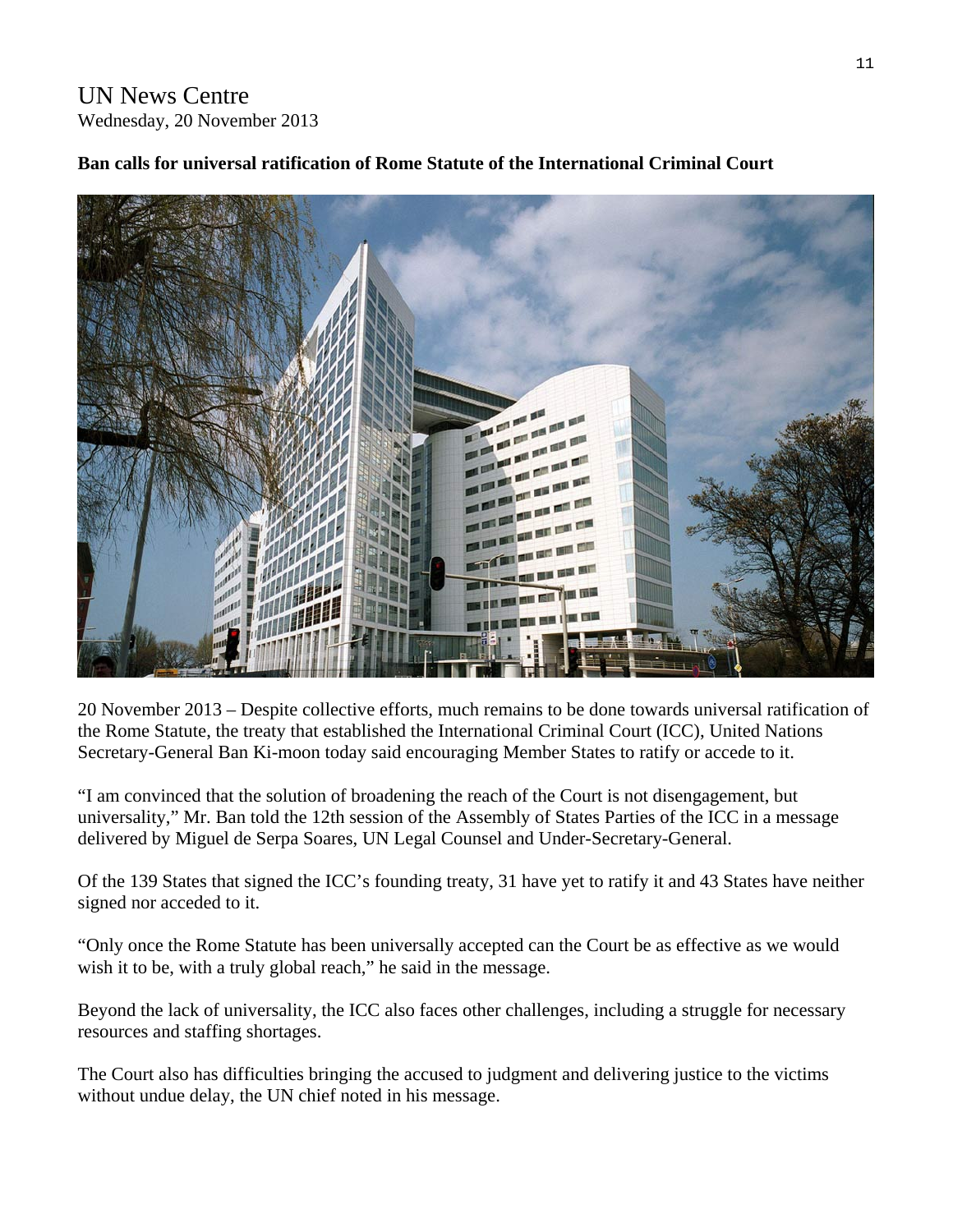UN News Centre
Wednesday, 20 November 2013

**Ban calls for universal ratification of Rome Statute of the International Criminal Court**

20 November 2013 – Despite collective efforts, much remains to be done towards universal ratification of the Rome Statute, the treaty that established the International Criminal Court (ICC), United Nations Secretary-General Ban Ki-moon today said encouraging Member States to ratify or accede to it.

"I am convinced that the solution of broadening the reach of the Court is not disengagement, but universality," Mr. Ban told the 12th session of the Assembly of States Parties of the ICC in a message delivered by Miguel de Serpa Soares, UN Legal Counsel and Under-Secretary-General.

Of the 139 States that signed the ICC's founding treaty, 31 have yet to ratify it and 43 States have neither signed nor acceded to it.

"Only once the Rome Statute has been universally accepted can the Court be as effective as we would wish it to be, with a truly global reach," he said in the message.

Beyond the lack of universality, the ICC also faces other challenges, including a struggle for necessary resources and staffing shortages.

The Court also has difficulties bringing the accused to judgment and delivering justice to the victims without undue delay, the UN chief noted in his message.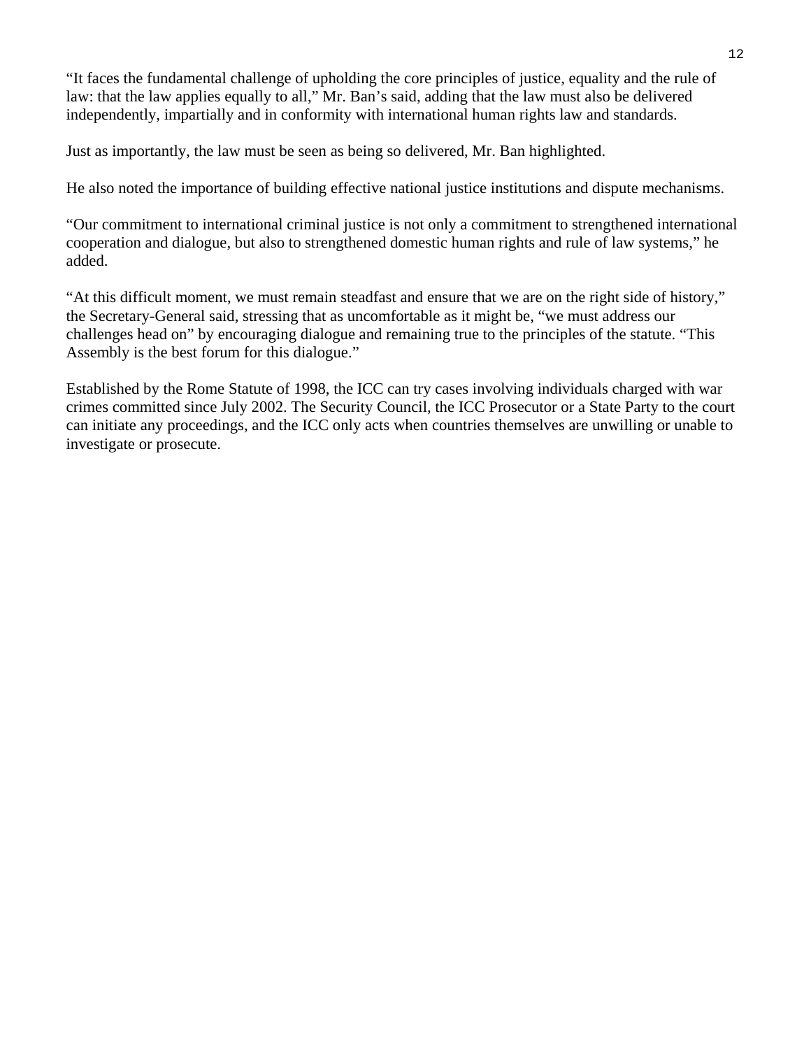"It faces the fundamental challenge of upholding the core principles of justice, equality and the rule of law: that the law applies equally to all," Mr. Ban's said, adding that the law must also be delivered independently, impartially and in conformity with international human rights law and standards.

Just as importantly, the law must be seen as being so delivered, Mr. Ban highlighted.

He also noted the importance of building effective national justice institutions and dispute mechanisms.

"Our commitment to international criminal justice is not only a commitment to strengthened international cooperation and dialogue, but also to strengthened domestic human rights and rule of law systems," he added.

"At this difficult moment, we must remain steadfast and ensure that we are on the right side of history," the Secretary-General said, stressing that as uncomfortable as it might be, "we must address our challenges head on" by encouraging dialogue and remaining true to the principles of the statute. "This Assembly is the best forum for this dialogue."

Established by the Rome Statute of 1998, the ICC can try cases involving individuals charged with war crimes committed since July 2002. The Security Council, the ICC Prosecutor or a State Party to the court can initiate any proceedings, and the ICC only acts when countries themselves are unwilling or unable to investigate or prosecute.